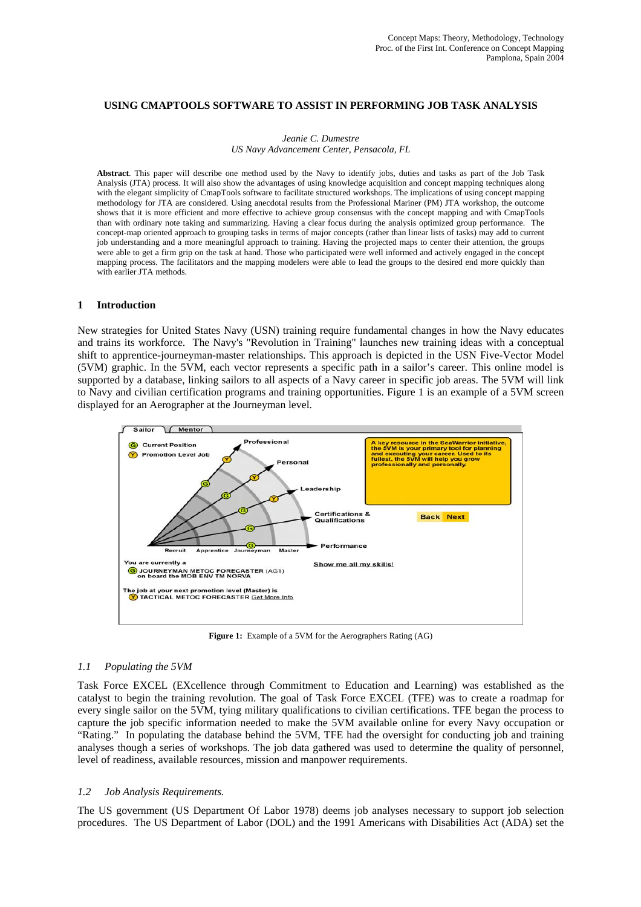# USING CMAPTOOLS SOFTWARE TO ASSIST IN PERFORMING JOB TASK ANALYSIS

*Jeanie C. Dumestre*
*US Navy Advancement Center, Pensacola, FL*

**Abstract**. This paper will describe one method used by the Navy to identify jobs, duties and tasks as part of the Job Task Analysis (JTA) process. It will also show the advantages of using knowledge acquisition and concept mapping techniques along with the elegant simplicity of CmapTools software to facilitate structured workshops. The implications of using concept mapping methodology for JTA are considered. Using anecdotal results from the Professional Mariner (PM) JTA workshop, the outcome shows that it is more efficient and more effective to achieve group consensus with the concept mapping and with CmapTools than with ordinary note taking and summarizing. Having a clear focus during the analysis optimized group performance. The concept-map oriented approach to grouping tasks in terms of major concepts (rather than linear lists of tasks) may add to current job understanding and a more meaningful approach to training. Having the projected maps to center their attention, the groups were able to get a firm grip on the task at hand. Those who participated were well informed and actively engaged in the concept mapping process. The facilitators and the mapping modelers were able to lead the groups to the desired end more quickly than with earlier JTA methods.

## 1 Introduction

New strategies for United States Navy (USN) training require fundamental changes in how the Navy educates and trains its workforce. The Navy's "Revolution in Training" launches new training ideas with a conceptual shift to apprentice-journeyman-master relationships. This approach is depicted in the USN Five-Vector Model (5VM) graphic. In the 5VM, each vector represents a specific path in a sailor's career. This online model is supported by a database, linking sailors to all aspects of a Navy career in specific job areas. The 5VM will link to Navy and civilian certification programs and training opportunities. Figure 1 is an example of a 5VM screen displayed for an Aerographer at the Journeyman level.

**Figure 1:** Example of a 5VM for the Aerographers Rating (AG)

### *1.1 Populating the 5VM*

Task Force EXCEL (EXcellence through Commitment to Education and Learning) was established as the catalyst to begin the training revolution. The goal of Task Force EXCEL (TFE) was to create a roadmap for every single sailor on the 5VM, tying military qualifications to civilian certifications. TFE began the process to capture the job specific information needed to make the 5VM available online for every Navy occupation or "Rating." In populating the database behind the 5VM, TFE had the oversight for conducting job and training analyses though a series of workshops. The job data gathered was used to determine the quality of personnel, level of readiness, available resources, mission and manpower requirements.

### *1.2 Job Analysis Requirements.*

The US government (US Department Of Labor 1978) deems job analyses necessary to support job selection procedures. The US Department of Labor (DOL) and the 1991 Americans with Disabilities Act (ADA) set the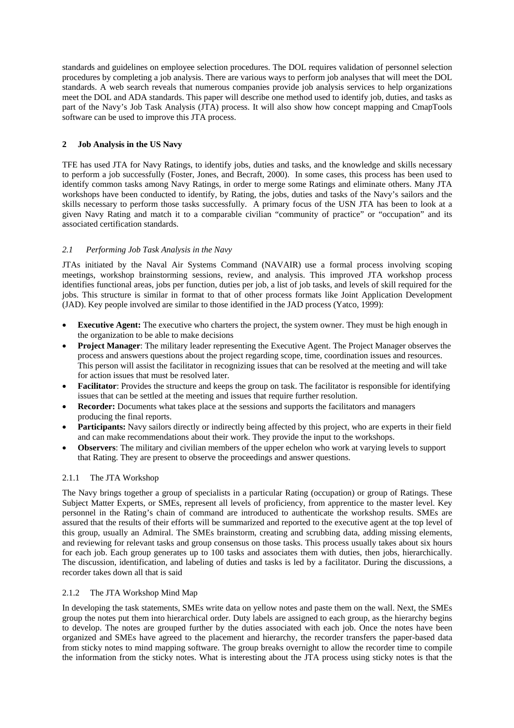standards and guidelines on employee selection procedures. The DOL requires validation of personnel selection procedures by completing a job analysis. There are various ways to perform job analyses that will meet the DOL standards. A web search reveals that numerous companies provide job analysis services to help organizations meet the DOL and ADA standards. This paper will describe one method used to identify job, duties, and tasks as part of the Navy's Job Task Analysis (JTA) process. It will also show how concept mapping and CmapTools software can be used to improve this JTA process.

## 2 Job Analysis in the US Navy

TFE has used JTA for Navy Ratings, to identify jobs, duties and tasks, and the knowledge and skills necessary to perform a job successfully (Foster, Jones, and Becraft, 2000). In some cases, this process has been used to identify common tasks among Navy Ratings, in order to merge some Ratings and eliminate others. Many JTA workshops have been conducted to identify, by Rating, the jobs, duties and tasks of the Navy's sailors and the skills necessary to perform those tasks successfully. A primary focus of the USN JTA has been to look at a given Navy Rating and match it to a comparable civilian "community of practice" or "occupation" and its associated certification standards.

### *2.1 Performing Job Task Analysis in the Navy*

JTAs initiated by the Naval Air Systems Command (NAVAIR) use a formal process involving scoping meetings, workshop brainstorming sessions, review, and analysis. This improved JTA workshop process identifies functional areas, jobs per function, duties per job, a list of job tasks, and levels of skill required for the jobs. This structure is similar in format to that of other process formats like Joint Application Development (JAD). Key people involved are similar to those identified in the JAD process (Yatco, 1999):

- **Executive Agent:** The executive who charters the project, the system owner. They must be high enough in the organization to be able to make decisions
- **Project Manager**: The military leader representing the Executive Agent. The Project Manager observes the process and answers questions about the project regarding scope, time, coordination issues and resources. This person will assist the facilitator in recognizing issues that can be resolved at the meeting and will take for action issues that must be resolved later.
- **Facilitator**: Provides the structure and keeps the group on task. The facilitator is responsible for identifying issues that can be settled at the meeting and issues that require further resolution.
- **Recorder:** Documents what takes place at the sessions and supports the facilitators and managers producing the final reports.
- **Participants:** Navy sailors directly or indirectly being affected by this project, who are experts in their field and can make recommendations about their work. They provide the input to the workshops.
- **Observers**: The military and civilian members of the upper echelon who work at varying levels to support that Rating. They are present to observe the proceedings and answer questions.

#### 2.1.1 The JTA Workshop

The Navy brings together a group of specialists in a particular Rating (occupation) or group of Ratings. These Subject Matter Experts, or SMEs, represent all levels of proficiency, from apprentice to the master level. Key personnel in the Rating's chain of command are introduced to authenticate the workshop results. SMEs are assured that the results of their efforts will be summarized and reported to the executive agent at the top level of this group, usually an Admiral. The SMEs brainstorm, creating and scrubbing data, adding missing elements, and reviewing for relevant tasks and group consensus on those tasks. This process usually takes about six hours for each job. Each group generates up to 100 tasks and associates them with duties, then jobs, hierarchically. The discussion, identification, and labeling of duties and tasks is led by a facilitator. During the discussions, a recorder takes down all that is said

#### 2.1.2 The JTA Workshop Mind Map

In developing the task statements, SMEs write data on yellow notes and paste them on the wall. Next, the SMEs group the notes put them into hierarchical order. Duty labels are assigned to each group, as the hierarchy begins to develop. The notes are grouped further by the duties associated with each job. Once the notes have been organized and SMEs have agreed to the placement and hierarchy, the recorder transfers the paper-based data from sticky notes to mind mapping software. The group breaks overnight to allow the recorder time to compile the information from the sticky notes. What is interesting about the JTA process using sticky notes is that the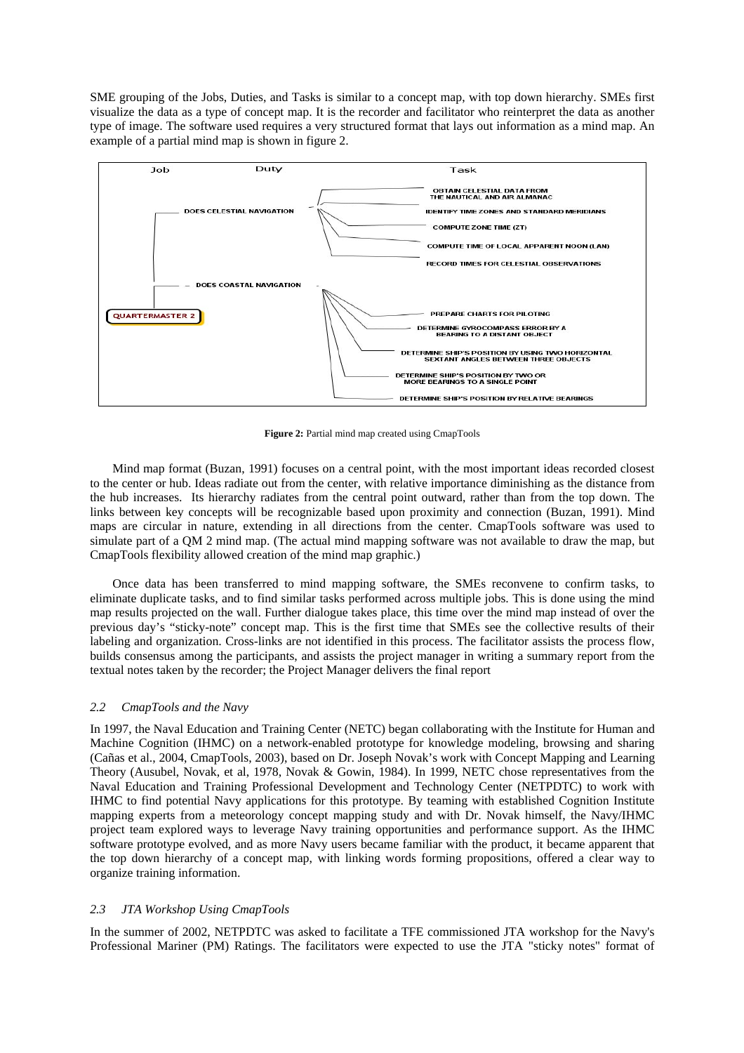SME grouping of the Jobs, Duties, and Tasks is similar to a concept map, with top down hierarchy. SMEs first visualize the data as a type of concept map. It is the recorder and facilitator who reinterpret the data as another type of image. The software used requires a very structured format that lays out information as a mind map. An example of a partial mind map is shown in figure 2.

**Figure 2:** Partial mind map created using CmapTools

Mind map format (Buzan, 1991) focuses on a central point, with the most important ideas recorded closest to the center or hub. Ideas radiate out from the center, with relative importance diminishing as the distance from the hub increases. Its hierarchy radiates from the central point outward, rather than from the top down. The links between key concepts will be recognizable based upon proximity and connection (Buzan, 1991). Mind maps are circular in nature, extending in all directions from the center. CmapTools software was used to simulate part of a QM 2 mind map. (The actual mind mapping software was not available to draw the map, but CmapTools flexibility allowed creation of the mind map graphic.)

Once data has been transferred to mind mapping software, the SMEs reconvene to confirm tasks, to eliminate duplicate tasks, and to find similar tasks performed across multiple jobs. This is done using the mind map results projected on the wall. Further dialogue takes place, this time over the mind map instead of over the previous day's "sticky-note" concept map. This is the first time that SMEs see the collective results of their labeling and organization. Cross-links are not identified in this process. The facilitator assists the process flow, builds consensus among the participants, and assists the project manager in writing a summary report from the textual notes taken by the recorder; the Project Manager delivers the final report

### *2.2 CmapTools and the Navy*

In 1997, the Naval Education and Training Center (NETC) began collaborating with the Institute for Human and Machine Cognition (IHMC) on a network-enabled prototype for knowledge modeling, browsing and sharing (Cañas et al., 2004, CmapTools, 2003), based on Dr. Joseph Novak's work with Concept Mapping and Learning Theory (Ausubel, Novak, et al, 1978, Novak & Gowin, 1984). In 1999, NETC chose representatives from the Naval Education and Training Professional Development and Technology Center (NETPDTC) to work with IHMC to find potential Navy applications for this prototype. By teaming with established Cognition Institute mapping experts from a meteorology concept mapping study and with Dr. Novak himself, the Navy/IHMC project team explored ways to leverage Navy training opportunities and performance support. As the IHMC software prototype evolved, and as more Navy users became familiar with the product, it became apparent that the top down hierarchy of a concept map, with linking words forming propositions, offered a clear way to organize training information.

### *2.3 JTA Workshop Using CmapTools*

In the summer of 2002, NETPDTC was asked to facilitate a TFE commissioned JTA workshop for the Navy's Professional Mariner (PM) Ratings. The facilitators were expected to use the JTA "sticky notes" format of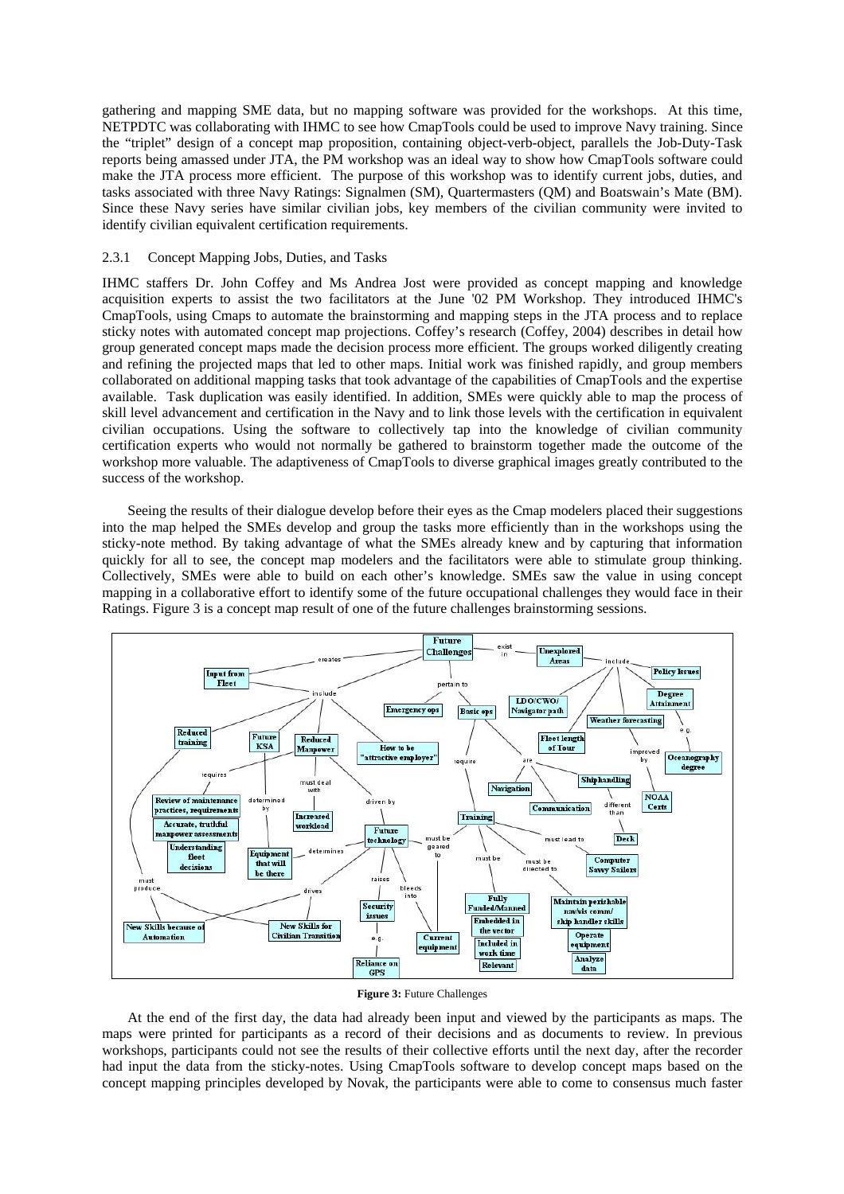gathering and mapping SME data, but no mapping software was provided for the workshops. At this time, NETPDTC was collaborating with IHMC to see how CmapTools could be used to improve Navy training. Since the "triplet" design of a concept map proposition, containing object-verb-object, parallels the Job-Duty-Task reports being amassed under JTA, the PM workshop was an ideal way to show how CmapTools software could make the JTA process more efficient. The purpose of this workshop was to identify current jobs, duties, and tasks associated with three Navy Ratings: Signalmen (SM), Quartermasters (QM) and Boatswain's Mate (BM). Since these Navy series have similar civilian jobs, key members of the civilian community were invited to identify civilian equivalent certification requirements.

#### 2.3.1 Concept Mapping Jobs, Duties, and Tasks

IHMC staffers Dr. John Coffey and Ms Andrea Jost were provided as concept mapping and knowledge acquisition experts to assist the two facilitators at the June '02 PM Workshop. They introduced IHMC's CmapTools, using Cmaps to automate the brainstorming and mapping steps in the JTA process and to replace sticky notes with automated concept map projections. Coffey's research (Coffey, 2004) describes in detail how group generated concept maps made the decision process more efficient. The groups worked diligently creating and refining the projected maps that led to other maps. Initial work was finished rapidly, and group members collaborated on additional mapping tasks that took advantage of the capabilities of CmapTools and the expertise available. Task duplication was easily identified. In addition, SMEs were quickly able to map the process of skill level advancement and certification in the Navy and to link those levels with the certification in equivalent civilian occupations. Using the software to collectively tap into the knowledge of civilian community certification experts who would not normally be gathered to brainstorm together made the outcome of the workshop more valuable. The adaptiveness of CmapTools to diverse graphical images greatly contributed to the success of the workshop.

Seeing the results of their dialogue develop before their eyes as the Cmap modelers placed their suggestions into the map helped the SMEs develop and group the tasks more efficiently than in the workshops using the sticky-note method. By taking advantage of what the SMEs already knew and by capturing that information quickly for all to see, the concept map modelers and the facilitators were able to stimulate group thinking. Collectively, SMEs were able to build on each other's knowledge. SMEs saw the value in using concept mapping in a collaborative effort to identify some of the future occupational challenges they would face in their Ratings. Figure 3 is a concept map result of one of the future challenges brainstorming sessions.

**Figure 3:** Future Challenges

At the end of the first day, the data had already been input and viewed by the participants as maps. The maps were printed for participants as a record of their decisions and as documents to review. In previous workshops, participants could not see the results of their collective efforts until the next day, after the recorder had input the data from the sticky-notes. Using CmapTools software to develop concept maps based on the concept mapping principles developed by Novak, the participants were able to come to consensus much faster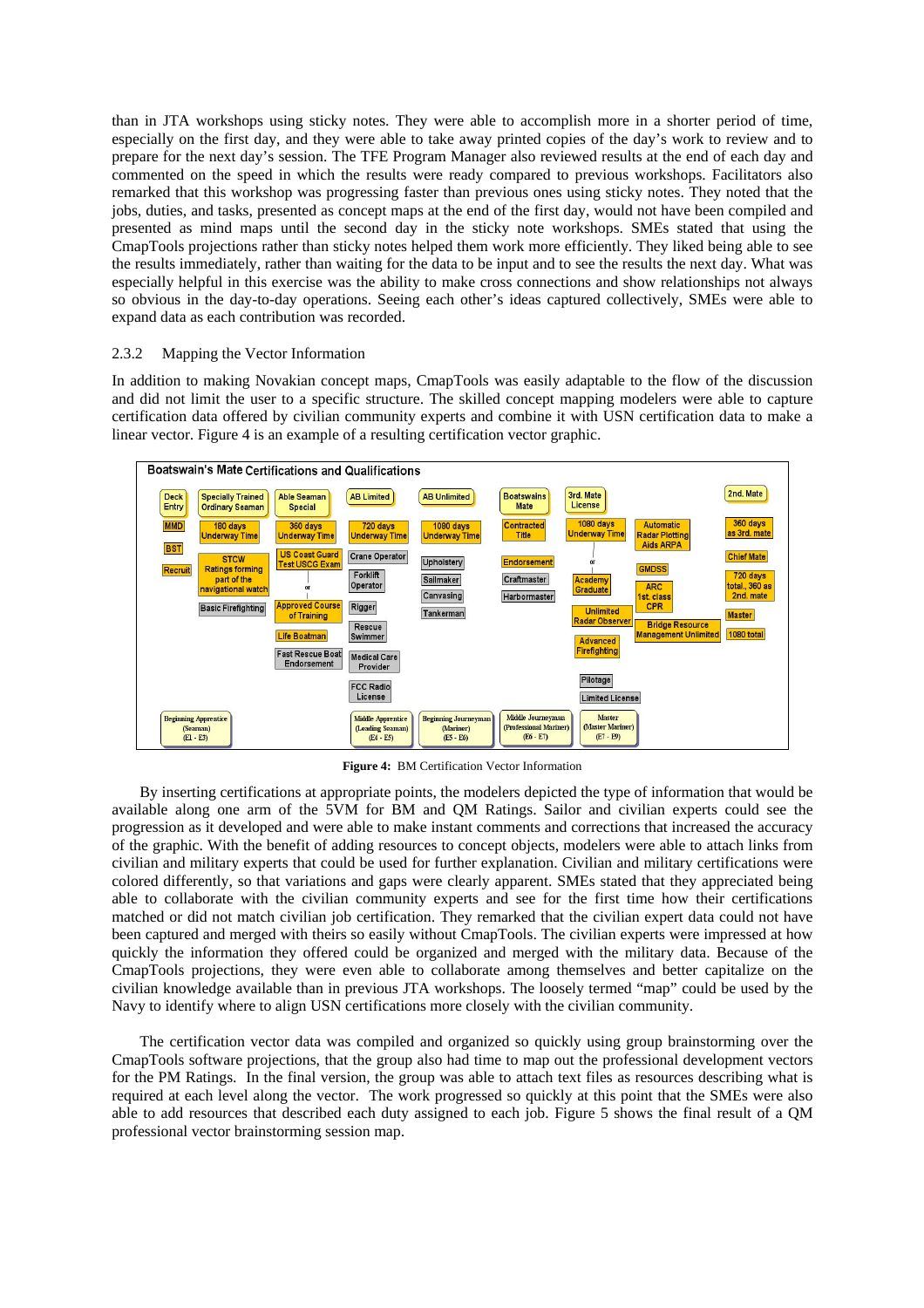than in JTA workshops using sticky notes. They were able to accomplish more in a shorter period of time, especially on the first day, and they were able to take away printed copies of the day's work to review and to prepare for the next day's session. The TFE Program Manager also reviewed results at the end of each day and commented on the speed in which the results were ready compared to previous workshops. Facilitators also remarked that this workshop was progressing faster than previous ones using sticky notes. They noted that the jobs, duties, and tasks, presented as concept maps at the end of the first day, would not have been compiled and presented as mind maps until the second day in the sticky note workshops. SMEs stated that using the CmapTools projections rather than sticky notes helped them work more efficiently. They liked being able to see the results immediately, rather than waiting for the data to be input and to see the results the next day. What was especially helpful in this exercise was the ability to make cross connections and show relationships not always so obvious in the day-to-day operations. Seeing each other's ideas captured collectively, SMEs were able to expand data as each contribution was recorded.

### 2.3.2 Mapping the Vector Information

In addition to making Novakian concept maps, CmapTools was easily adaptable to the flow of the discussion and did not limit the user to a specific structure. The skilled concept mapping modelers were able to capture certification data offered by civilian community experts and combine it with USN certification data to make a linear vector. Figure 4 is an example of a resulting certification vector graphic.

**Figure 4:** BM Certification Vector Information

By inserting certifications at appropriate points, the modelers depicted the type of information that would be available along one arm of the 5VM for BM and QM Ratings. Sailor and civilian experts could see the progression as it developed and were able to make instant comments and corrections that increased the accuracy of the graphic. With the benefit of adding resources to concept objects, modelers were able to attach links from civilian and military experts that could be used for further explanation. Civilian and military certifications were colored differently, so that variations and gaps were clearly apparent. SMEs stated that they appreciated being able to collaborate with the civilian community experts and see for the first time how their certifications matched or did not match civilian job certification. They remarked that the civilian expert data could not have been captured and merged with theirs so easily without CmapTools. The civilian experts were impressed at how quickly the information they offered could be organized and merged with the military data. Because of the CmapTools projections, they were even able to collaborate among themselves and better capitalize on the civilian knowledge available than in previous JTA workshops. The loosely termed "map" could be used by the Navy to identify where to align USN certifications more closely with the civilian community.

The certification vector data was compiled and organized so quickly using group brainstorming over the CmapTools software projections, that the group also had time to map out the professional development vectors for the PM Ratings. In the final version, the group was able to attach text files as resources describing what is required at each level along the vector. The work progressed so quickly at this point that the SMEs were also able to add resources that described each duty assigned to each job. Figure 5 shows the final result of a QM professional vector brainstorming session map.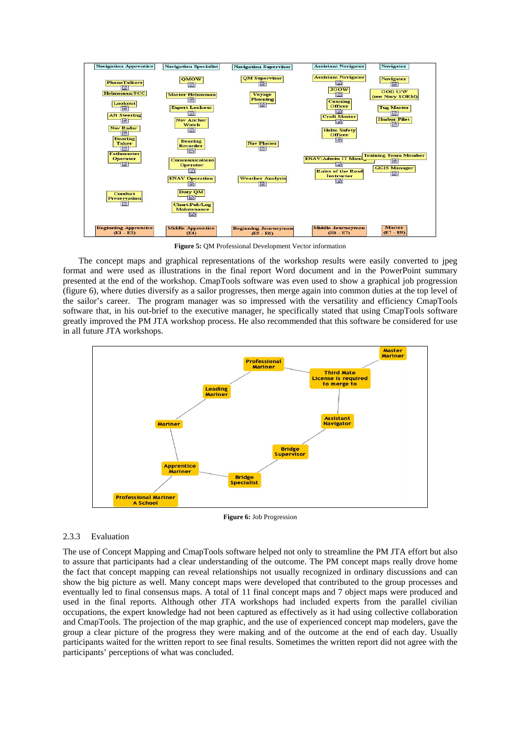**Figure 5:** QM Professional Development Vector information

The concept maps and graphical representations of the workshop results were easily converted to jpeg format and were used as illustrations in the final report Word document and in the PowerPoint summary presented at the end of the workshop. CmapTools software was even used to show a graphical job progression (figure 6), where duties diversify as a sailor progresses, then merge again into common duties at the top level of the sailor's career. The program manager was so impressed with the versatility and efficiency CmapTools software that, in his out-brief to the executive manager, he specifically stated that using CmapTools software greatly improved the PM JTA workshop process. He also recommended that this software be considered for use in all future JTA workshops.

**Figure 6:** Job Progression

### 2.3.3 Evaluation

The use of Concept Mapping and CmapTools software helped not only to streamline the PM JTA effort but also to assure that participants had a clear understanding of the outcome. The PM concept maps really drove home the fact that concept mapping can reveal relationships not usually recognized in ordinary discussions and can show the big picture as well. Many concept maps were developed that contributed to the group processes and eventually led to final consensus maps. A total of 11 final concept maps and 7 object maps were produced and used in the final reports. Although other JTA workshops had included experts from the parallel civilian occupations, the expert knowledge had not been captured as effectively as it had using collective collaboration and CmapTools. The projection of the map graphic, and the use of experienced concept map modelers, gave the group a clear picture of the progress they were making and of the outcome at the end of each day. Usually participants waited for the written report to see final results. Sometimes the written report did not agree with the participants' perceptions of what was concluded.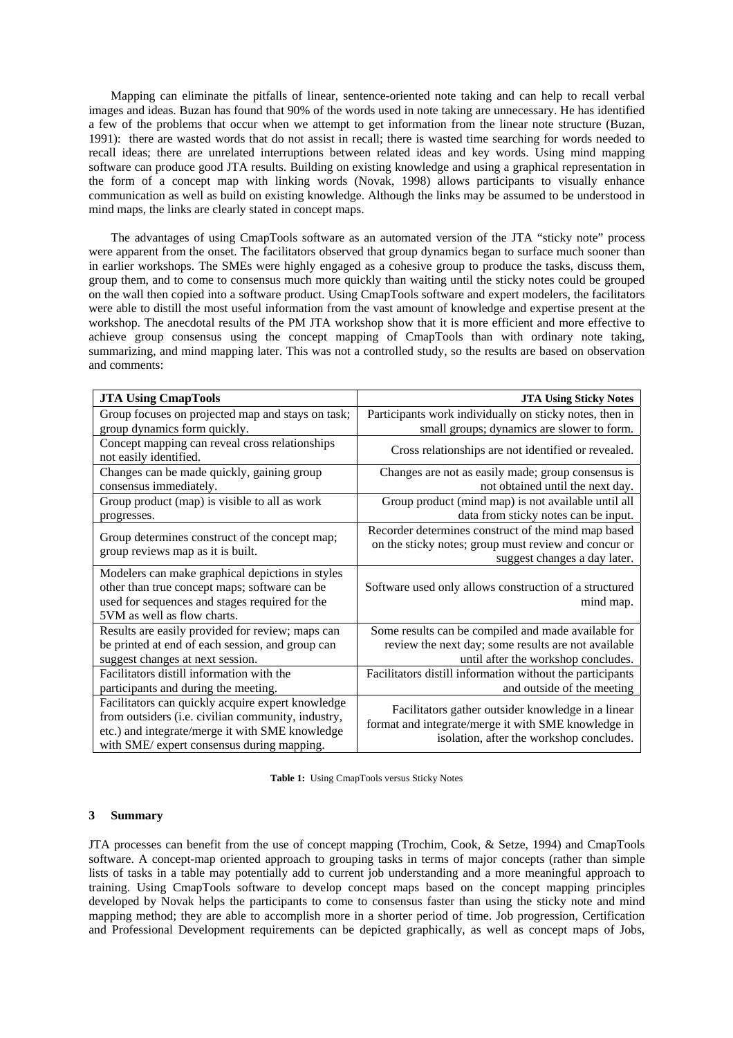Mapping can eliminate the pitfalls of linear, sentence-oriented note taking and can help to recall verbal images and ideas. Buzan has found that 90% of the words used in note taking are unnecessary. He has identified a few of the problems that occur when we attempt to get information from the linear note structure (Buzan, 1991): there are wasted words that do not assist in recall; there is wasted time searching for words needed to recall ideas; there are unrelated interruptions between related ideas and key words. Using mind mapping software can produce good JTA results. Building on existing knowledge and using a graphical representation in the form of a concept map with linking words (Novak, 1998) allows participants to visually enhance communication as well as build on existing knowledge. Although the links may be assumed to be understood in mind maps, the links are clearly stated in concept maps.

The advantages of using CmapTools software as an automated version of the JTA "sticky note" process were apparent from the onset. The facilitators observed that group dynamics began to surface much sooner than in earlier workshops. The SMEs were highly engaged as a cohesive group to produce the tasks, discuss them, group them, and to come to consensus much more quickly than waiting until the sticky notes could be grouped on the wall then copied into a software product. Using CmapTools software and expert modelers, the facilitators were able to distill the most useful information from the vast amount of knowledge and expertise present at the workshop. The anecdotal results of the PM JTA workshop show that it is more efficient and more effective to achieve group consensus using the concept mapping of CmapTools than with ordinary note taking, summarizing, and mind mapping later. This was not a controlled study, so the results are based on observation and comments:

| **JTA Using CmapTools** | **JTA Using Sticky Notes** |
|---|---|
| Group focuses on projected map and stays on task; group dynamics form quickly. | Participants work individually on sticky notes, then in small groups; dynamics are slower to form. |
| Concept mapping can reveal cross relationships not easily identified. | Cross relationships are not identified or revealed. |
| Changes can be made quickly, gaining group consensus immediately. | Changes are not as easily made; group consensus is not obtained until the next day. |
| Group product (map) is visible to all as work progresses. | Group product (mind map) is not available until all data from sticky notes can be input. |
| Group determines construct of the concept map; group reviews map as it is built. | Recorder determines construct of the mind map based on the sticky notes; group must review and concur or suggest changes a day later. |
| Modelers can make graphical depictions in styles other than true concept maps; software can be used for sequences and stages required for the 5VM as well as flow charts. | Software used only allows construction of a structured mind map. |
| Results are easily provided for review; maps can be printed at end of each session, and group can suggest changes at next session. | Some results can be compiled and made available for review the next day; some results are not available until after the workshop concludes. |
| Facilitators distill information with the participants and during the meeting. | Facilitators distill information without the participants and outside of the meeting |
| Facilitators can quickly acquire expert knowledge from outsiders (i.e. civilian community, industry, etc.) and integrate/merge it with SME knowledge with SME/ expert consensus during mapping. | Facilitators gather outsider knowledge in a linear format and integrate/merge it with SME knowledge in isolation, after the workshop concludes. |

**Table 1:** Using CmapTools versus Sticky Notes

## 3 Summary

JTA processes can benefit from the use of concept mapping (Trochim, Cook, & Setze, 1994) and CmapTools software. A concept-map oriented approach to grouping tasks in terms of major concepts (rather than simple lists of tasks in a table may potentially add to current job understanding and a more meaningful approach to training. Using CmapTools software to develop concept maps based on the concept mapping principles developed by Novak helps the participants to come to consensus faster than using the sticky note and mind mapping method; they are able to accomplish more in a shorter period of time. Job progression, Certification and Professional Development requirements can be depicted graphically, as well as concept maps of Jobs,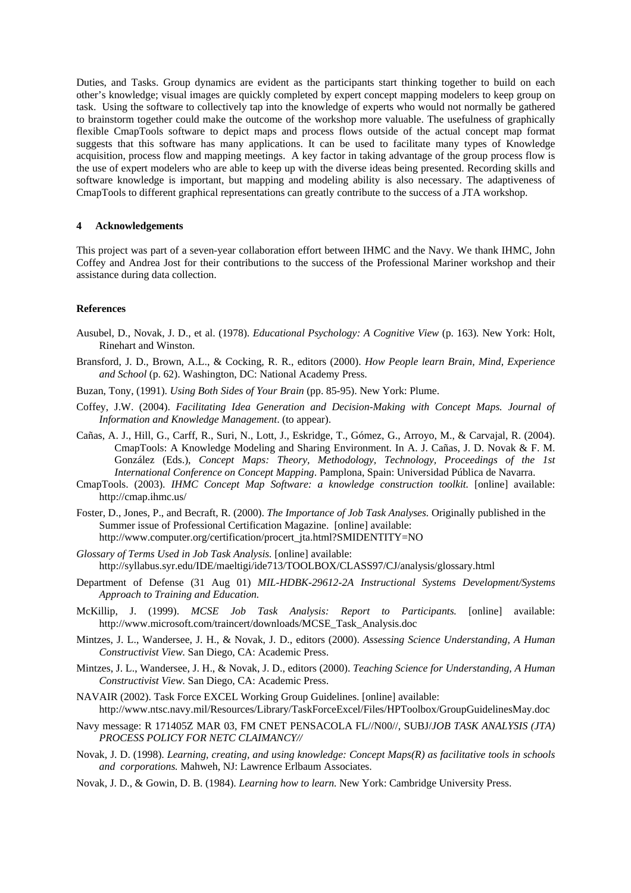Duties, and Tasks. Group dynamics are evident as the participants start thinking together to build on each other's knowledge; visual images are quickly completed by expert concept mapping modelers to keep group on task. Using the software to collectively tap into the knowledge of experts who would not normally be gathered to brainstorm together could make the outcome of the workshop more valuable. The usefulness of graphically flexible CmapTools software to depict maps and process flows outside of the actual concept map format suggests that this software has many applications. It can be used to facilitate many types of Knowledge acquisition, process flow and mapping meetings. A key factor in taking advantage of the group process flow is the use of expert modelers who are able to keep up with the diverse ideas being presented. Recording skills and software knowledge is important, but mapping and modeling ability is also necessary. The adaptiveness of CmapTools to different graphical representations can greatly contribute to the success of a JTA workshop.

## 4 Acknowledgements

This project was part of a seven-year collaboration effort between IHMC and the Navy. We thank IHMC, John Coffey and Andrea Jost for their contributions to the success of the Professional Mariner workshop and their assistance during data collection.

## References

Ausubel, D., Novak, J. D., et al. (1978). *Educational Psychology: A Cognitive View* (p. 163)*.* New York: Holt, Rinehart and Winston.

Bransford, J. D., Brown, A.L., & Cocking, R. R., editors (2000). *How People learn Brain, Mind, Experience and School* (p. 62). Washington, DC: National Academy Press.

Buzan, Tony, (1991). *Using Both Sides of Your Brain* (pp. 85-95). New York: Plume.

Coffey, J.W. (2004). *Facilitating Idea Generation and Decision-Making with Concept Maps. Journal of Information and Knowledge Management*. (to appear).

Cañas, A. J., Hill, G., Carff, R., Suri, N., Lott, J., Eskridge, T., Gómez, G., Arroyo, M., & Carvajal, R. (2004). CmapTools: A Knowledge Modeling and Sharing Environment. In A. J. Cañas, J. D. Novak & F. M. González (Eds.), *Concept Maps: Theory, Methodology, Technology, Proceedings of the 1st International Conference on Concept Mapping*. Pamplona, Spain: Universidad Pública de Navarra.

CmapTools. (2003). *IHMC Concept Map Software: a knowledge construction toolkit.* [online] available: http://cmap.ihmc.us/

Foster, D., Jones, P., and Becraft, R. (2000). *The Importance of Job Task Analyses.* Originally published in the Summer issue of Professional Certification Magazine. [online] available: http://www.computer.org/certification/procert_jta.html?SMIDENTITY=NO

*Glossary of Terms Used in Job Task Analysis.* [online] available: http://syllabus.syr.edu/IDE/maeltigi/ide713/TOOLBOX/CLASS97/CJ/analysis/glossary.html

Department of Defense (31 Aug 01) *MIL-HDBK-29612-2A Instructional Systems Development/Systems Approach to Training and Education.*

McKillip, J. (1999). *MCSE Job Task Analysis: Report to Participants.* [online] available: http://www.microsoft.com/traincert/downloads/MCSE_Task_Analysis.doc

Mintzes, J. L., Wandersee, J. H., & Novak, J. D., editors (2000). *Assessing Science Understanding, A Human Constructivist View.* San Diego, CA: Academic Press.

Mintzes, J. L., Wandersee, J. H., & Novak, J. D., editors (2000). *Teaching Science for Understanding, A Human Constructivist View.* San Diego, CA: Academic Press.

NAVAIR (2002). Task Force EXCEL Working Group Guidelines. [online] available: http://www.ntsc.navy.mil/Resources/Library/TaskForceExcel/Files/HPToolbox/GroupGuidelinesMay.doc

Navy message: R 171405Z MAR 03, FM CNET PENSACOLA FL//N00//, SUBJ/*JOB TASK ANALYSIS (JTA) PROCESS POLICY FOR NETC CLAIMANCY//*

Novak, J. D. (1998). *Learning, creating, and using knowledge: Concept Maps(R) as facilitative tools in schools and corporations.* Mahweh, NJ: Lawrence Erlbaum Associates.

Novak, J. D., & Gowin, D. B. (1984). *Learning how to learn.* New York: Cambridge University Press.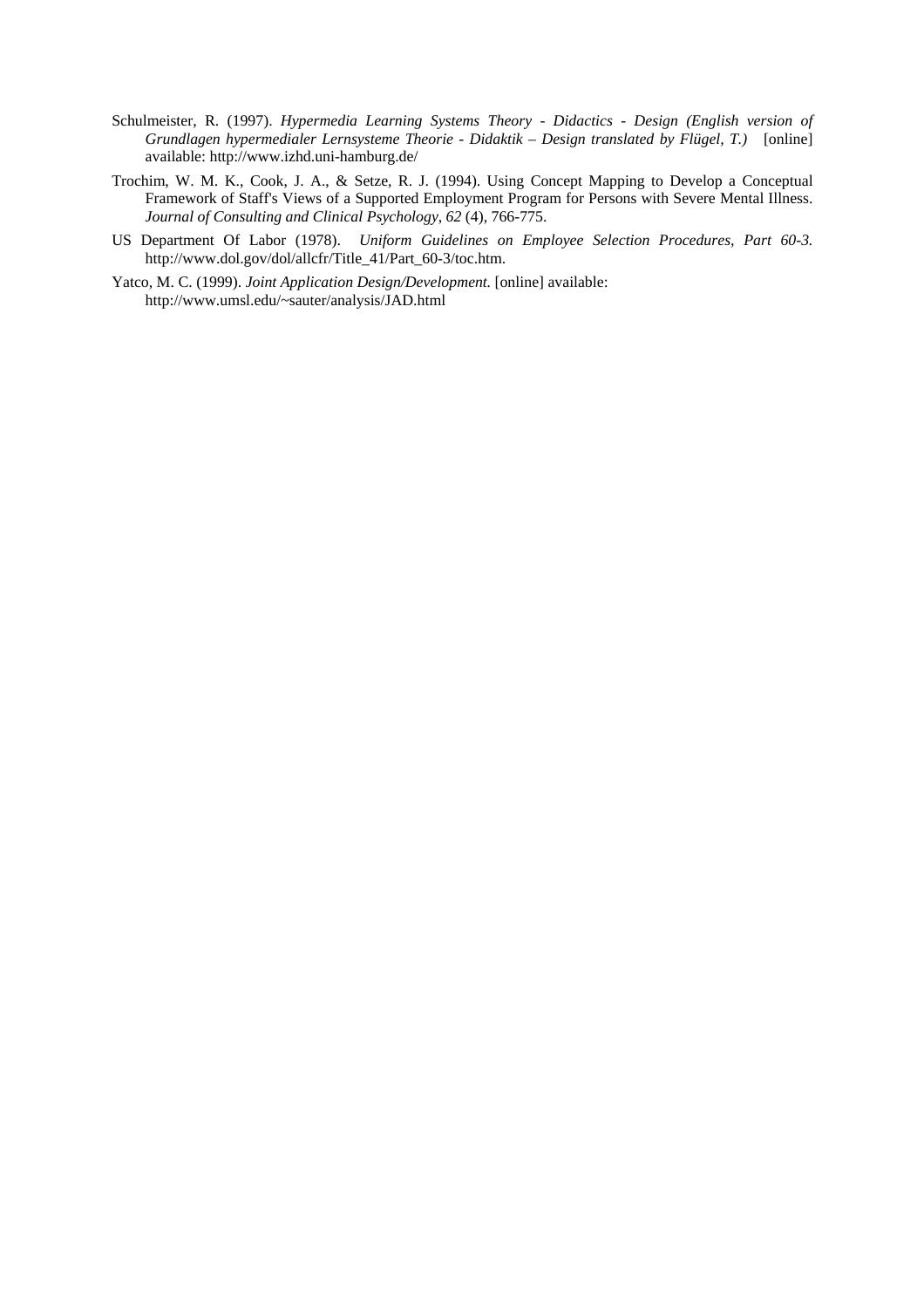Schulmeister, R. (1997). *Hypermedia Learning Systems Theory - Didactics - Design (English version of Grundlagen hypermedialer Lernsysteme Theorie - Didaktik – Design translated by Flügel, T.)* [online] available: http://www.izhd.uni-hamburg.de/

Trochim, W. M. K., Cook, J. A., & Setze, R. J. (1994). Using Concept Mapping to Develop a Conceptual Framework of Staff's Views of a Supported Employment Program for Persons with Severe Mental Illness. *Journal of Consulting and Clinical Psychology, 62* (4), 766-775.

US Department Of Labor (1978). *Uniform Guidelines on Employee Selection Procedures, Part 60-3.* http://www.dol.gov/dol/allcfr/Title_41/Part_60-3/toc.htm.

Yatco, M. C. (1999). *Joint Application Design/Development.* [online] available: http://www.umsl.edu/~sauter/analysis/JAD.html